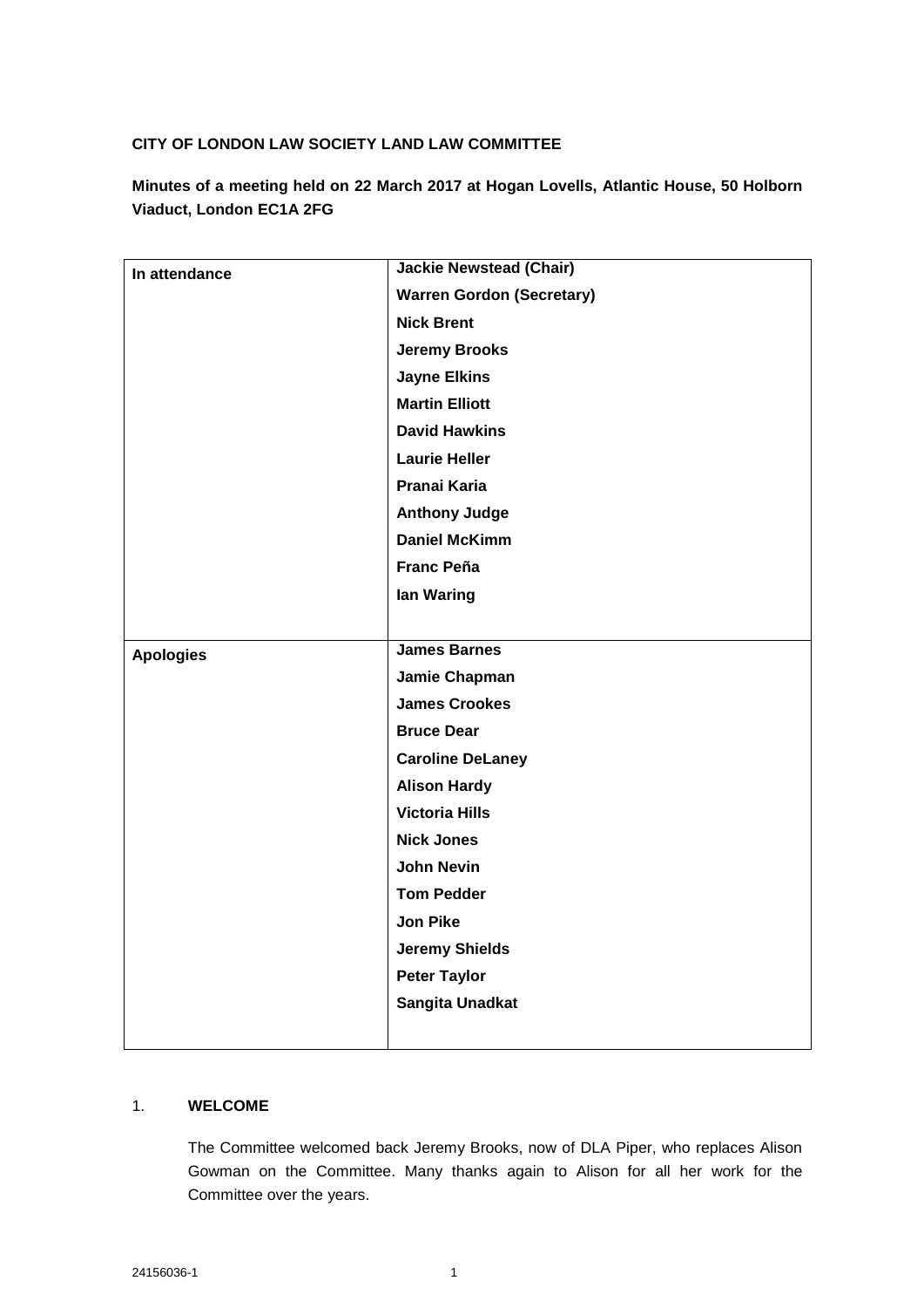**CITY OF LONDON LAW SOCIETY LAND LAW COMMITTEE**

**Minutes of a meeting held on 22 March 2017 at Hogan Lovells, Atlantic House, 50 Holborn Viaduct, London EC1A 2FG**

| | |
|---|---|
| **In attendance** | **Jackie Newstead (Chair)**<br>**Warren Gordon (Secretary)**<br>**Nick Brent**<br>**Jeremy Brooks**<br>**Jayne Elkins**<br>**Martin Elliott**<br>**David Hawkins**<br>**Laurie Heller**<br>**Pranai Karia**<br>**Anthony Judge**<br>**Daniel McKimm**<br>**Franc Peña**<br>**Ian Waring** |
| **Apologies** | **James Barnes**<br>**Jamie Chapman**<br>**James Crookes**<br>**Bruce Dear**<br>**Caroline DeLaney**<br>**Alison Hardy**<br>**Victoria Hills**<br>**Nick Jones**<br>**John Nevin**<br>**Tom Pedder**<br>**Jon Pike**<br>**Jeremy Shields**<br>**Peter Taylor**<br>**Sangita Unadkat** |

1. **WELCOME**

   The Committee welcomed back Jeremy Brooks, now of DLA Piper, who replaces Alison Gowman on the Committee. Many thanks again to Alison for all her work for the Committee over the years.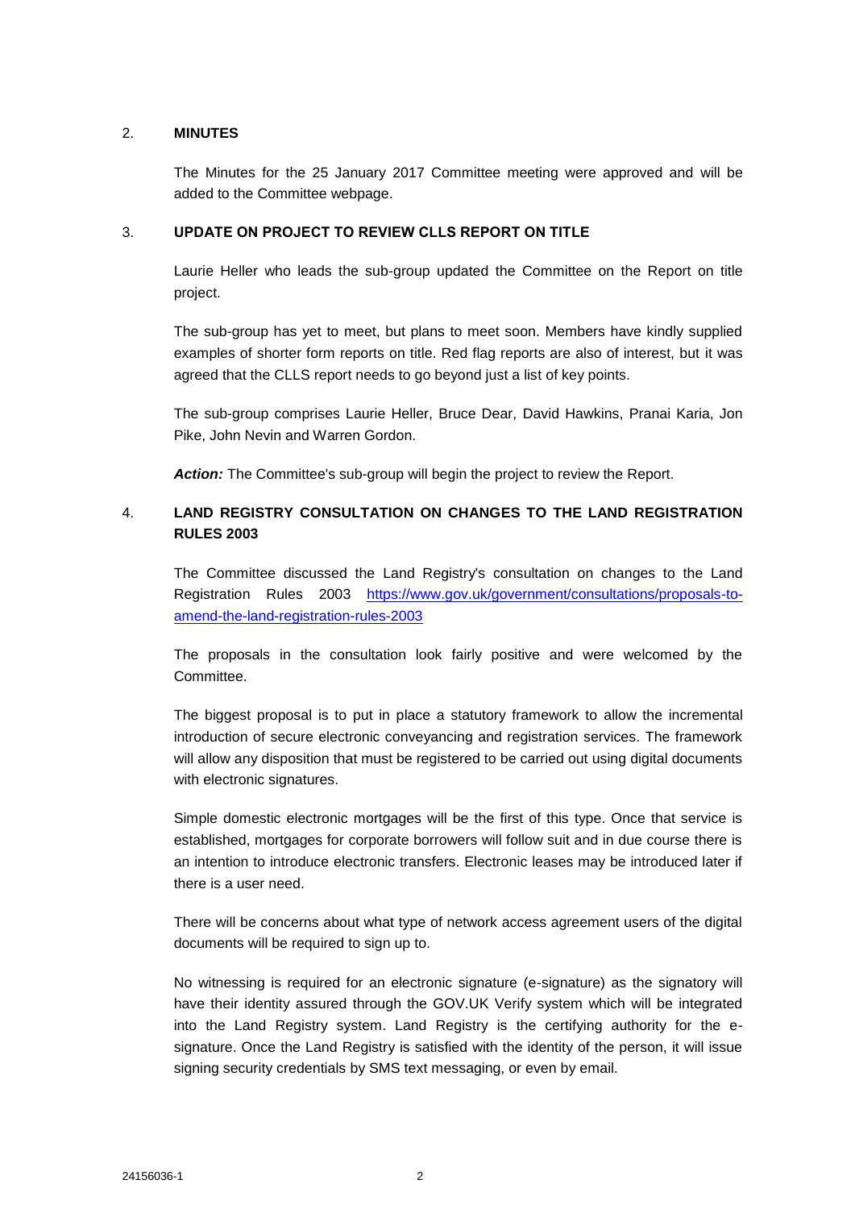## 2. MINUTES

The Minutes for the 25 January 2017 Committee meeting were approved and will be added to the Committee webpage.

## 3. UPDATE ON PROJECT TO REVIEW CLLS REPORT ON TITLE

Laurie Heller who leads the sub-group updated the Committee on the Report on title project.

The sub-group has yet to meet, but plans to meet soon. Members have kindly supplied examples of shorter form reports on title. Red flag reports are also of interest, but it was agreed that the CLLS report needs to go beyond just a list of key points.

The sub-group comprises Laurie Heller, Bruce Dear, David Hawkins, Pranai Karia, Jon Pike, John Nevin and Warren Gordon.

***Action:*** The Committee's sub-group will begin the project to review the Report.

## 4. LAND REGISTRY CONSULTATION ON CHANGES TO THE LAND REGISTRATION RULES 2003

The Committee discussed the Land Registry's consultation on changes to the Land Registration Rules 2003 [https://www.gov.uk/government/consultations/proposals-to-amend-the-land-registration-rules-2003](https://www.gov.uk/government/consultations/proposals-to-amend-the-land-registration-rules-2003)

The proposals in the consultation look fairly positive and were welcomed by the Committee.

The biggest proposal is to put in place a statutory framework to allow the incremental introduction of secure electronic conveyancing and registration services. The framework will allow any disposition that must be registered to be carried out using digital documents with electronic signatures.

Simple domestic electronic mortgages will be the first of this type. Once that service is established, mortgages for corporate borrowers will follow suit and in due course there is an intention to introduce electronic transfers. Electronic leases may be introduced later if there is a user need.

There will be concerns about what type of network access agreement users of the digital documents will be required to sign up to.

No witnessing is required for an electronic signature (e-signature) as the signatory will have their identity assured through the GOV.UK Verify system which will be integrated into the Land Registry system. Land Registry is the certifying authority for the e-signature. Once the Land Registry is satisfied with the identity of the person, it will issue signing security credentials by SMS text messaging, or even by email.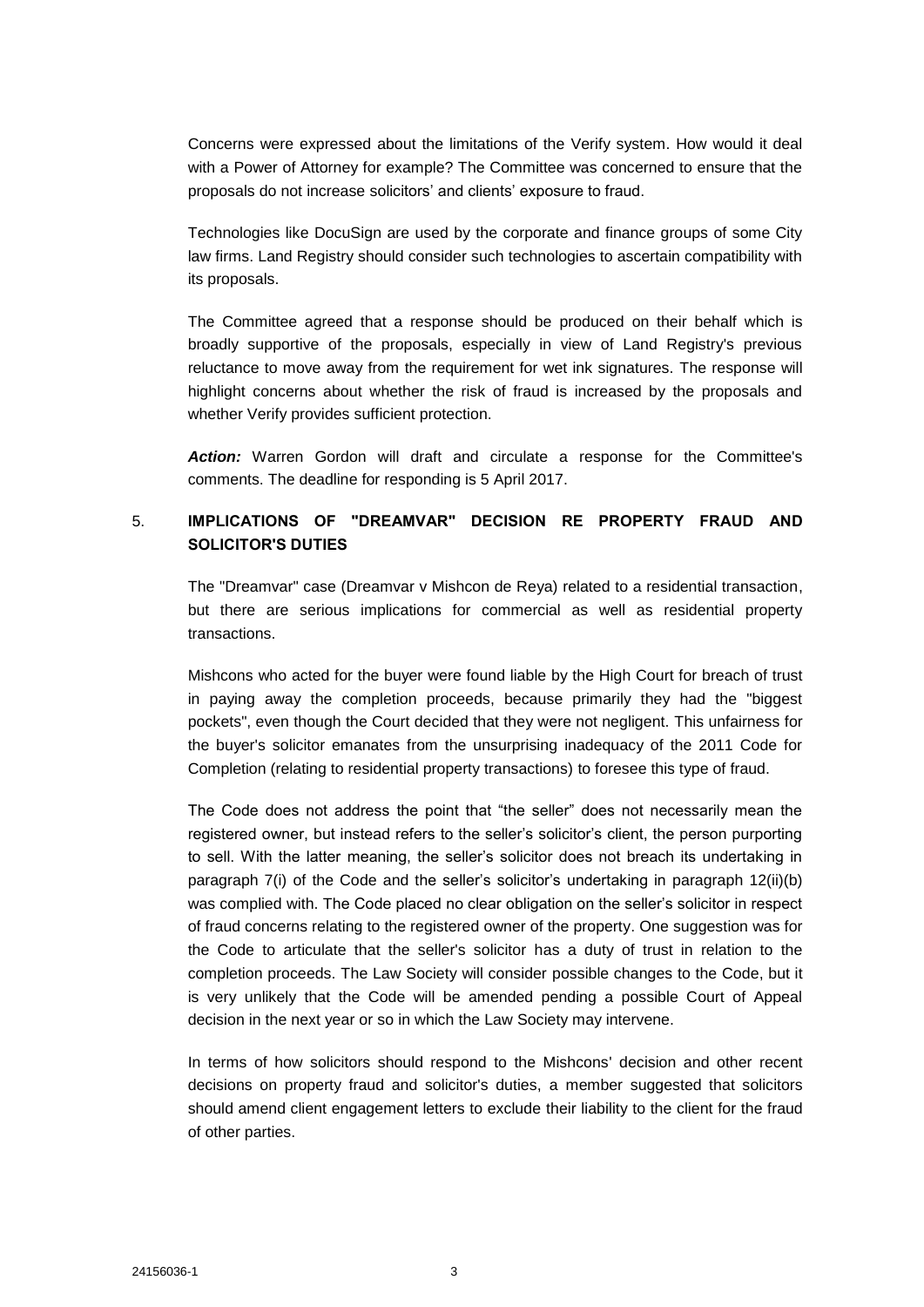Concerns were expressed about the limitations of the Verify system. How would it deal with a Power of Attorney for example? The Committee was concerned to ensure that the proposals do not increase solicitors' and clients' exposure to fraud.

Technologies like DocuSign are used by the corporate and finance groups of some City law firms. Land Registry should consider such technologies to ascertain compatibility with its proposals.

The Committee agreed that a response should be produced on their behalf which is broadly supportive of the proposals, especially in view of Land Registry's previous reluctance to move away from the requirement for wet ink signatures. The response will highlight concerns about whether the risk of fraud is increased by the proposals and whether Verify provides sufficient protection.

***Action:*** Warren Gordon will draft and circulate a response for the Committee's comments. The deadline for responding is 5 April 2017.

## 5. IMPLICATIONS OF "DREAMVAR" DECISION RE PROPERTY FRAUD AND SOLICITOR'S DUTIES

The "Dreamvar" case (Dreamvar v Mishcon de Reya) related to a residential transaction, but there are serious implications for commercial as well as residential property transactions.

Mishcons who acted for the buyer were found liable by the High Court for breach of trust in paying away the completion proceeds, because primarily they had the "biggest pockets", even though the Court decided that they were not negligent. This unfairness for the buyer's solicitor emanates from the unsurprising inadequacy of the 2011 Code for Completion (relating to residential property transactions) to foresee this type of fraud.

The Code does not address the point that "the seller" does not necessarily mean the registered owner, but instead refers to the seller's solicitor's client, the person purporting to sell. With the latter meaning, the seller's solicitor does not breach its undertaking in paragraph 7(i) of the Code and the seller's solicitor's undertaking in paragraph 12(ii)(b) was complied with. The Code placed no clear obligation on the seller's solicitor in respect of fraud concerns relating to the registered owner of the property. One suggestion was for the Code to articulate that the seller's solicitor has a duty of trust in relation to the completion proceeds. The Law Society will consider possible changes to the Code, but it is very unlikely that the Code will be amended pending a possible Court of Appeal decision in the next year or so in which the Law Society may intervene.

In terms of how solicitors should respond to the Mishcons' decision and other recent decisions on property fraud and solicitor's duties, a member suggested that solicitors should amend client engagement letters to exclude their liability to the client for the fraud of other parties.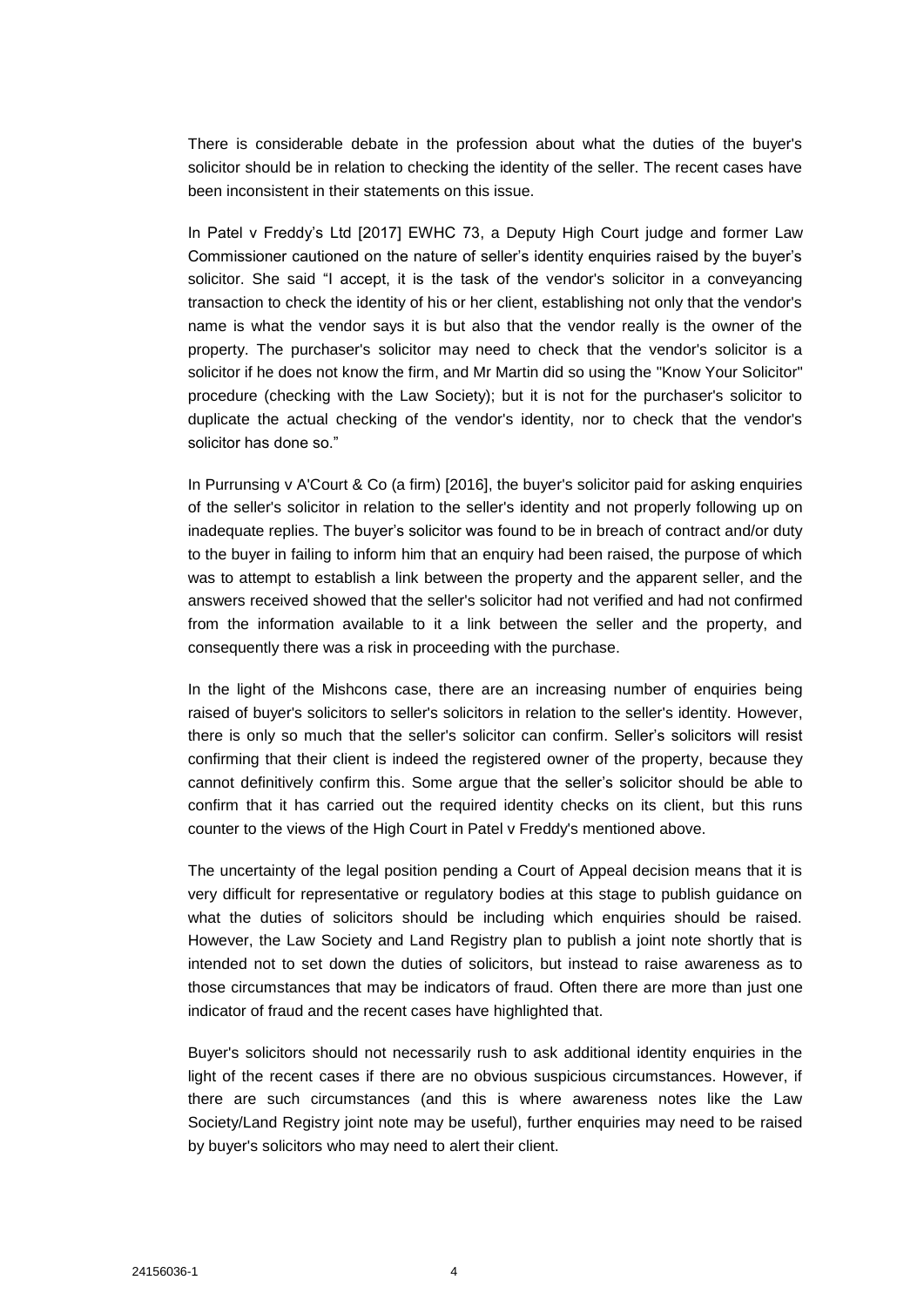There is considerable debate in the profession about what the duties of the buyer's solicitor should be in relation to checking the identity of the seller. The recent cases have been inconsistent in their statements on this issue.

In Patel v Freddy's Ltd [2017] EWHC 73, a Deputy High Court judge and former Law Commissioner cautioned on the nature of seller's identity enquiries raised by the buyer's solicitor. She said "I accept, it is the task of the vendor's solicitor in a conveyancing transaction to check the identity of his or her client, establishing not only that the vendor's name is what the vendor says it is but also that the vendor really is the owner of the property. The purchaser's solicitor may need to check that the vendor's solicitor is a solicitor if he does not know the firm, and Mr Martin did so using the "Know Your Solicitor" procedure (checking with the Law Society); but it is not for the purchaser's solicitor to duplicate the actual checking of the vendor's identity, nor to check that the vendor's solicitor has done so."

In Purrunsing v A'Court & Co (a firm) [2016], the buyer's solicitor paid for asking enquiries of the seller's solicitor in relation to the seller's identity and not properly following up on inadequate replies. The buyer's solicitor was found to be in breach of contract and/or duty to the buyer in failing to inform him that an enquiry had been raised, the purpose of which was to attempt to establish a link between the property and the apparent seller, and the answers received showed that the seller's solicitor had not verified and had not confirmed from the information available to it a link between the seller and the property, and consequently there was a risk in proceeding with the purchase.

In the light of the Mishcons case, there are an increasing number of enquiries being raised of buyer's solicitors to seller's solicitors in relation to the seller's identity. However, there is only so much that the seller's solicitor can confirm. Seller's solicitors will resist confirming that their client is indeed the registered owner of the property, because they cannot definitively confirm this. Some argue that the seller's solicitor should be able to confirm that it has carried out the required identity checks on its client, but this runs counter to the views of the High Court in Patel v Freddy's mentioned above.

The uncertainty of the legal position pending a Court of Appeal decision means that it is very difficult for representative or regulatory bodies at this stage to publish guidance on what the duties of solicitors should be including which enquiries should be raised. However, the Law Society and Land Registry plan to publish a joint note shortly that is intended not to set down the duties of solicitors, but instead to raise awareness as to those circumstances that may be indicators of fraud. Often there are more than just one indicator of fraud and the recent cases have highlighted that.

Buyer's solicitors should not necessarily rush to ask additional identity enquiries in the light of the recent cases if there are no obvious suspicious circumstances. However, if there are such circumstances (and this is where awareness notes like the Law Society/Land Registry joint note may be useful), further enquiries may need to be raised by buyer's solicitors who may need to alert their client.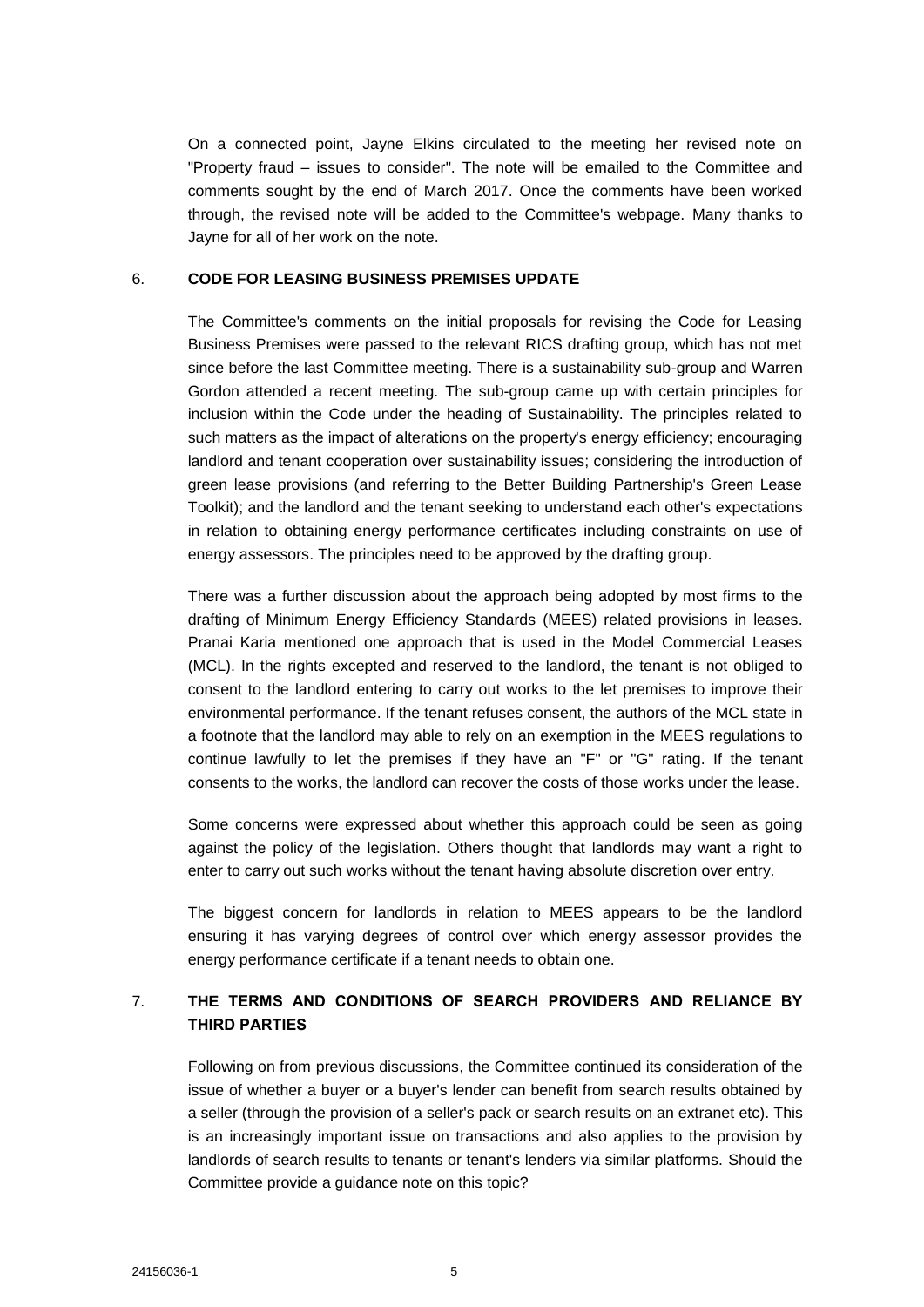On a connected point, Jayne Elkins circulated to the meeting her revised note on "Property fraud – issues to consider". The note will be emailed to the Committee and comments sought by the end of March 2017. Once the comments have been worked through, the revised note will be added to the Committee's webpage. Many thanks to Jayne for all of her work on the note.

## 6. CODE FOR LEASING BUSINESS PREMISES UPDATE

The Committee's comments on the initial proposals for revising the Code for Leasing Business Premises were passed to the relevant RICS drafting group, which has not met since before the last Committee meeting. There is a sustainability sub-group and Warren Gordon attended a recent meeting. The sub-group came up with certain principles for inclusion within the Code under the heading of Sustainability. The principles related to such matters as the impact of alterations on the property's energy efficiency; encouraging landlord and tenant cooperation over sustainability issues; considering the introduction of green lease provisions (and referring to the Better Building Partnership's Green Lease Toolkit); and the landlord and the tenant seeking to understand each other's expectations in relation to obtaining energy performance certificates including constraints on use of energy assessors. The principles need to be approved by the drafting group.

There was a further discussion about the approach being adopted by most firms to the drafting of Minimum Energy Efficiency Standards (MEES) related provisions in leases. Pranai Karia mentioned one approach that is used in the Model Commercial Leases (MCL). In the rights excepted and reserved to the landlord, the tenant is not obliged to consent to the landlord entering to carry out works to the let premises to improve their environmental performance. If the tenant refuses consent, the authors of the MCL state in a footnote that the landlord may able to rely on an exemption in the MEES regulations to continue lawfully to let the premises if they have an "F" or "G" rating. If the tenant consents to the works, the landlord can recover the costs of those works under the lease.

Some concerns were expressed about whether this approach could be seen as going against the policy of the legislation. Others thought that landlords may want a right to enter to carry out such works without the tenant having absolute discretion over entry.

The biggest concern for landlords in relation to MEES appears to be the landlord ensuring it has varying degrees of control over which energy assessor provides the energy performance certificate if a tenant needs to obtain one.

## 7. THE TERMS AND CONDITIONS OF SEARCH PROVIDERS AND RELIANCE BY THIRD PARTIES

Following on from previous discussions, the Committee continued its consideration of the issue of whether a buyer or a buyer's lender can benefit from search results obtained by a seller (through the provision of a seller's pack or search results on an extranet etc). This is an increasingly important issue on transactions and also applies to the provision by landlords of search results to tenants or tenant's lenders via similar platforms. Should the Committee provide a guidance note on this topic?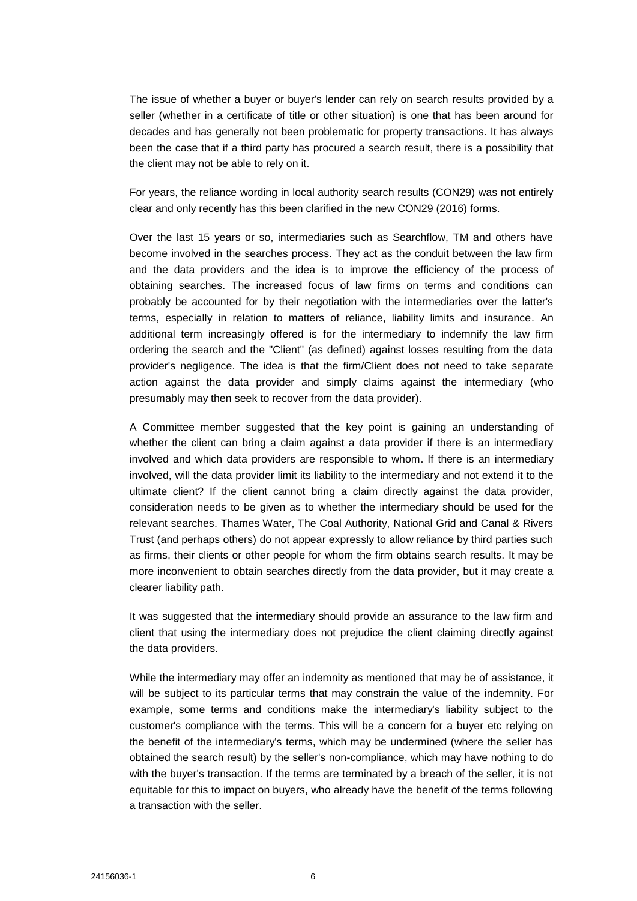The issue of whether a buyer or buyer's lender can rely on search results provided by a seller (whether in a certificate of title or other situation) is one that has been around for decades and has generally not been problematic for property transactions. It has always been the case that if a third party has procured a search result, there is a possibility that the client may not be able to rely on it.

For years, the reliance wording in local authority search results (CON29) was not entirely clear and only recently has this been clarified in the new CON29 (2016) forms.

Over the last 15 years or so, intermediaries such as Searchflow, TM and others have become involved in the searches process. They act as the conduit between the law firm and the data providers and the idea is to improve the efficiency of the process of obtaining searches. The increased focus of law firms on terms and conditions can probably be accounted for by their negotiation with the intermediaries over the latter's terms, especially in relation to matters of reliance, liability limits and insurance. An additional term increasingly offered is for the intermediary to indemnify the law firm ordering the search and the "Client" (as defined) against losses resulting from the data provider's negligence. The idea is that the firm/Client does not need to take separate action against the data provider and simply claims against the intermediary (who presumably may then seek to recover from the data provider).

A Committee member suggested that the key point is gaining an understanding of whether the client can bring a claim against a data provider if there is an intermediary involved and which data providers are responsible to whom. If there is an intermediary involved, will the data provider limit its liability to the intermediary and not extend it to the ultimate client? If the client cannot bring a claim directly against the data provider, consideration needs to be given as to whether the intermediary should be used for the relevant searches. Thames Water, The Coal Authority, National Grid and Canal & Rivers Trust (and perhaps others) do not appear expressly to allow reliance by third parties such as firms, their clients or other people for whom the firm obtains search results. It may be more inconvenient to obtain searches directly from the data provider, but it may create a clearer liability path.

It was suggested that the intermediary should provide an assurance to the law firm and client that using the intermediary does not prejudice the client claiming directly against the data providers.

While the intermediary may offer an indemnity as mentioned that may be of assistance, it will be subject to its particular terms that may constrain the value of the indemnity. For example, some terms and conditions make the intermediary's liability subject to the customer's compliance with the terms. This will be a concern for a buyer etc relying on the benefit of the intermediary's terms, which may be undermined (where the seller has obtained the search result) by the seller's non-compliance, which may have nothing to do with the buyer's transaction. If the terms are terminated by a breach of the seller, it is not equitable for this to impact on buyers, who already have the benefit of the terms following a transaction with the seller.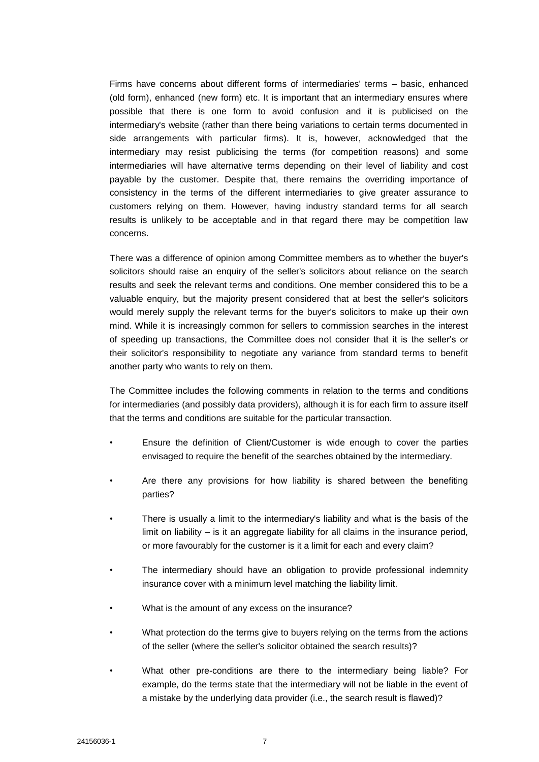Firms have concerns about different forms of intermediaries' terms – basic, enhanced (old form), enhanced (new form) etc. It is important that an intermediary ensures where possible that there is one form to avoid confusion and it is publicised on the intermediary's website (rather than there being variations to certain terms documented in side arrangements with particular firms). It is, however, acknowledged that the intermediary may resist publicising the terms (for competition reasons) and some intermediaries will have alternative terms depending on their level of liability and cost payable by the customer. Despite that, there remains the overriding importance of consistency in the terms of the different intermediaries to give greater assurance to customers relying on them. However, having industry standard terms for all search results is unlikely to be acceptable and in that regard there may be competition law concerns.

There was a difference of opinion among Committee members as to whether the buyer's solicitors should raise an enquiry of the seller's solicitors about reliance on the search results and seek the relevant terms and conditions. One member considered this to be a valuable enquiry, but the majority present considered that at best the seller's solicitors would merely supply the relevant terms for the buyer's solicitors to make up their own mind. While it is increasingly common for sellers to commission searches in the interest of speeding up transactions, the Committee does not consider that it is the seller's or their solicitor's responsibility to negotiate any variance from standard terms to benefit another party who wants to rely on them.

The Committee includes the following comments in relation to the terms and conditions for intermediaries (and possibly data providers), although it is for each firm to assure itself that the terms and conditions are suitable for the particular transaction.

- Ensure the definition of Client/Customer is wide enough to cover the parties envisaged to require the benefit of the searches obtained by the intermediary.
- Are there any provisions for how liability is shared between the benefiting parties?
- There is usually a limit to the intermediary's liability and what is the basis of the limit on liability – is it an aggregate liability for all claims in the insurance period, or more favourably for the customer is it a limit for each and every claim?
- The intermediary should have an obligation to provide professional indemnity insurance cover with a minimum level matching the liability limit.
- What is the amount of any excess on the insurance?
- What protection do the terms give to buyers relying on the terms from the actions of the seller (where the seller's solicitor obtained the search results)?
- What other pre-conditions are there to the intermediary being liable? For example, do the terms state that the intermediary will not be liable in the event of a mistake by the underlying data provider (i.e., the search result is flawed)?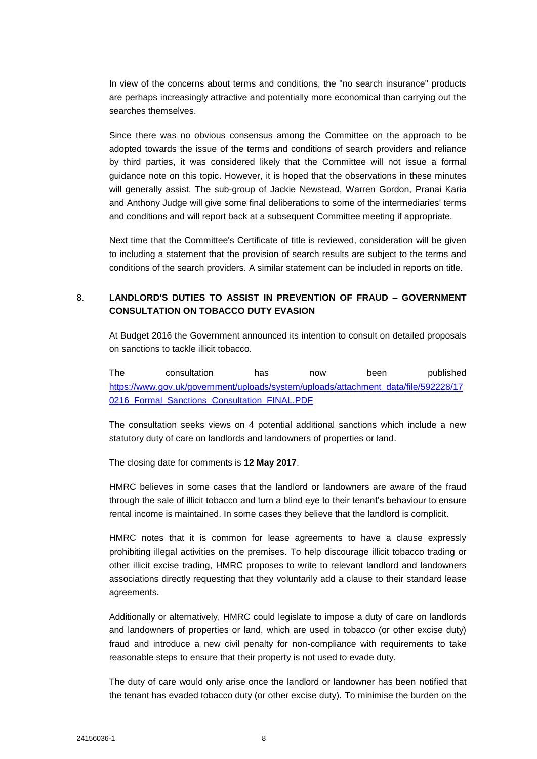In view of the concerns about terms and conditions, the "no search insurance" products are perhaps increasingly attractive and potentially more economical than carrying out the searches themselves.

Since there was no obvious consensus among the Committee on the approach to be adopted towards the issue of the terms and conditions of search providers and reliance by third parties, it was considered likely that the Committee will not issue a formal guidance note on this topic. However, it is hoped that the observations in these minutes will generally assist. The sub-group of Jackie Newstead, Warren Gordon, Pranai Karia and Anthony Judge will give some final deliberations to some of the intermediaries' terms and conditions and will report back at a subsequent Committee meeting if appropriate.

Next time that the Committee's Certificate of title is reviewed, consideration will be given to including a statement that the provision of search results are subject to the terms and conditions of the search providers. A similar statement can be included in reports on title.

## 8. LANDLORD'S DUTIES TO ASSIST IN PREVENTION OF FRAUD – GOVERNMENT CONSULTATION ON TOBACCO DUTY EVASION

At Budget 2016 the Government announced its intention to consult on detailed proposals on sanctions to tackle illicit tobacco.

The consultation has now been published https://www.gov.uk/government/uploads/system/uploads/attachment_data/file/592228/170216_Formal_Sanctions_Consultation_FINAL.PDF

The consultation seeks views on 4 potential additional sanctions which include a new statutory duty of care on landlords and landowners of properties or land.

The closing date for comments is **12 May 2017**.

HMRC believes in some cases that the landlord or landowners are aware of the fraud through the sale of illicit tobacco and turn a blind eye to their tenant's behaviour to ensure rental income is maintained. In some cases they believe that the landlord is complicit.

HMRC notes that it is common for lease agreements to have a clause expressly prohibiting illegal activities on the premises. To help discourage illicit tobacco trading or other illicit excise trading, HMRC proposes to write to relevant landlord and landowners associations directly requesting that they voluntarily add a clause to their standard lease agreements.

Additionally or alternatively, HMRC could legislate to impose a duty of care on landlords and landowners of properties or land, which are used in tobacco (or other excise duty) fraud and introduce a new civil penalty for non-compliance with requirements to take reasonable steps to ensure that their property is not used to evade duty.

The duty of care would only arise once the landlord or landowner has been notified that the tenant has evaded tobacco duty (or other excise duty). To minimise the burden on the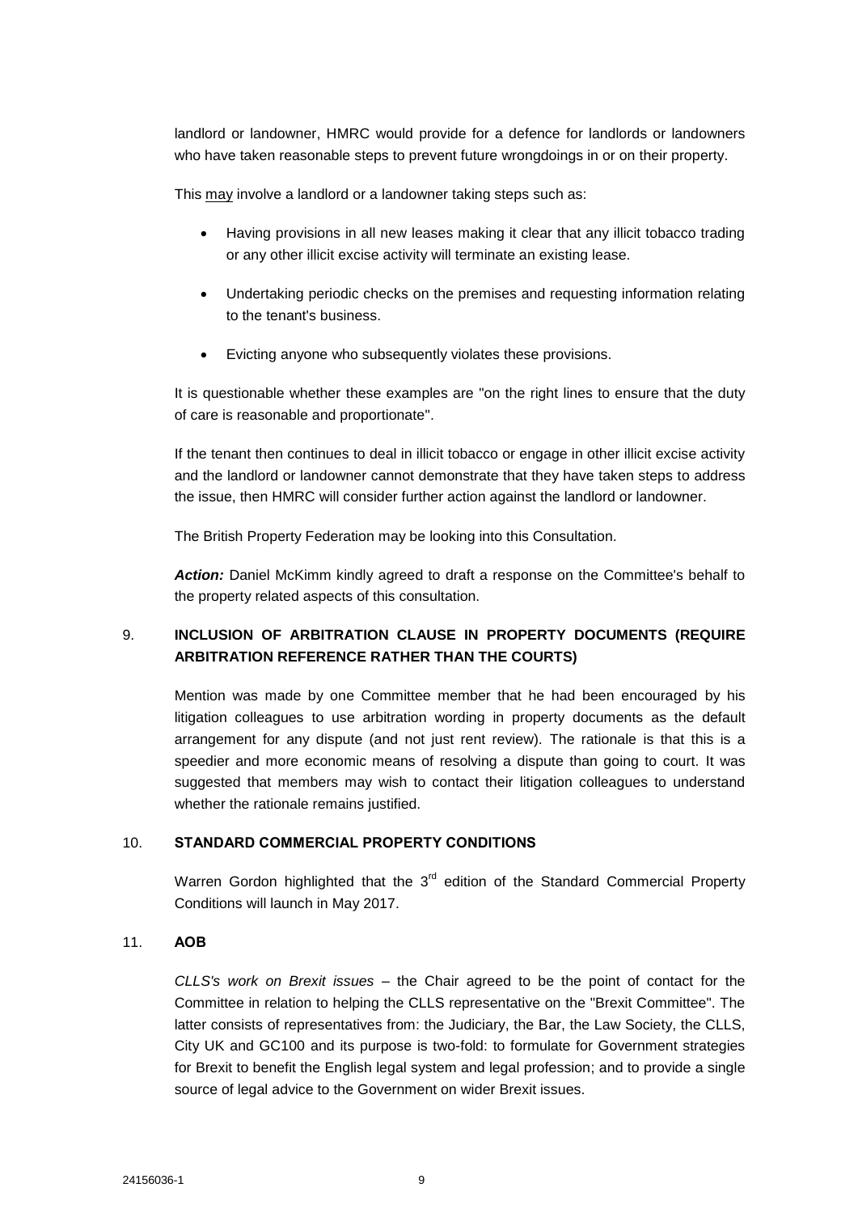landlord or landowner, HMRC would provide for a defence for landlords or landowners who have taken reasonable steps to prevent future wrongdoings in or on their property.

This <u>may</u> involve a landlord or a landowner taking steps such as:

- Having provisions in all new leases making it clear that any illicit tobacco trading or any other illicit excise activity will terminate an existing lease.
- Undertaking periodic checks on the premises and requesting information relating to the tenant's business.
- Evicting anyone who subsequently violates these provisions.

It is questionable whether these examples are "on the right lines to ensure that the duty of care is reasonable and proportionate".

If the tenant then continues to deal in illicit tobacco or engage in other illicit excise activity and the landlord or landowner cannot demonstrate that they have taken steps to address the issue, then HMRC will consider further action against the landlord or landowner.

The British Property Federation may be looking into this Consultation.

***Action:*** Daniel McKimm kindly agreed to draft a response on the Committee's behalf to the property related aspects of this consultation.

## 9. INCLUSION OF ARBITRATION CLAUSE IN PROPERTY DOCUMENTS (REQUIRE ARBITRATION REFERENCE RATHER THAN THE COURTS)

Mention was made by one Committee member that he had been encouraged by his litigation colleagues to use arbitration wording in property documents as the default arrangement for any dispute (and not just rent review). The rationale is that this is a speedier and more economic means of resolving a dispute than going to court. It was suggested that members may wish to contact their litigation colleagues to understand whether the rationale remains justified.

## 10. STANDARD COMMERCIAL PROPERTY CONDITIONS

Warren Gordon highlighted that the 3rd edition of the Standard Commercial Property Conditions will launch in May 2017.

## 11. AOB

*CLLS's work on Brexit issues* – the Chair agreed to be the point of contact for the Committee in relation to helping the CLLS representative on the "Brexit Committee". The latter consists of representatives from: the Judiciary, the Bar, the Law Society, the CLLS, City UK and GC100 and its purpose is two-fold: to formulate for Government strategies for Brexit to benefit the English legal system and legal profession; and to provide a single source of legal advice to the Government on wider Brexit issues.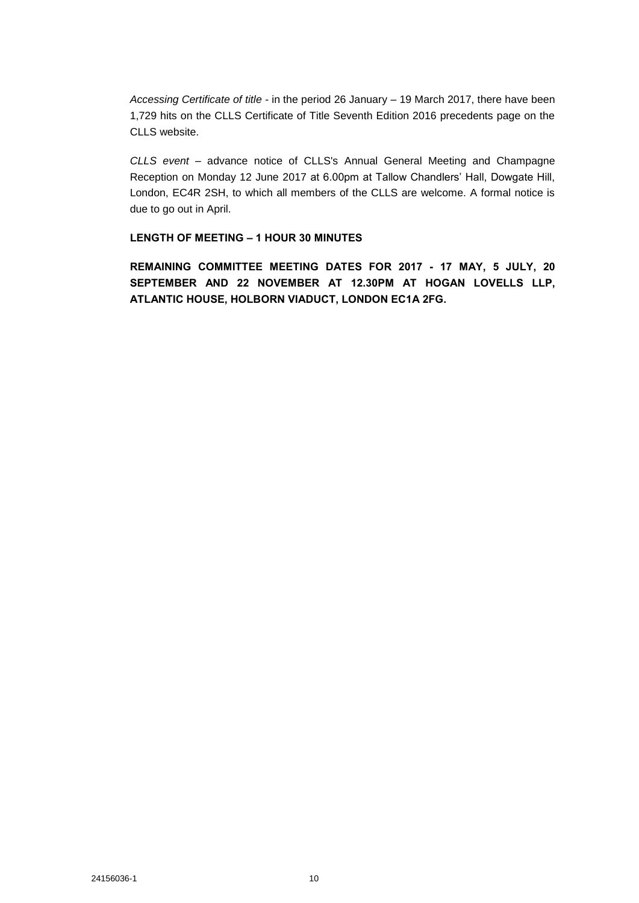*Accessing Certificate of title* - in the period 26 January – 19 March 2017, there have been 1,729 hits on the CLLS Certificate of Title Seventh Edition 2016 precedents page on the CLLS website.

*CLLS event* – advance notice of CLLS's Annual General Meeting and Champagne Reception on Monday 12 June 2017 at 6.00pm at Tallow Chandlers' Hall, Dowgate Hill, London, EC4R 2SH, to which all members of the CLLS are welcome. A formal notice is due to go out in April.

**LENGTH OF MEETING – 1 HOUR 30 MINUTES**

**REMAINING COMMITTEE MEETING DATES FOR 2017 - 17 MAY, 5 JULY, 20 SEPTEMBER AND 22 NOVEMBER AT 12.30PM AT HOGAN LOVELLS LLP, ATLANTIC HOUSE, HOLBORN VIADUCT, LONDON EC1A 2FG.**